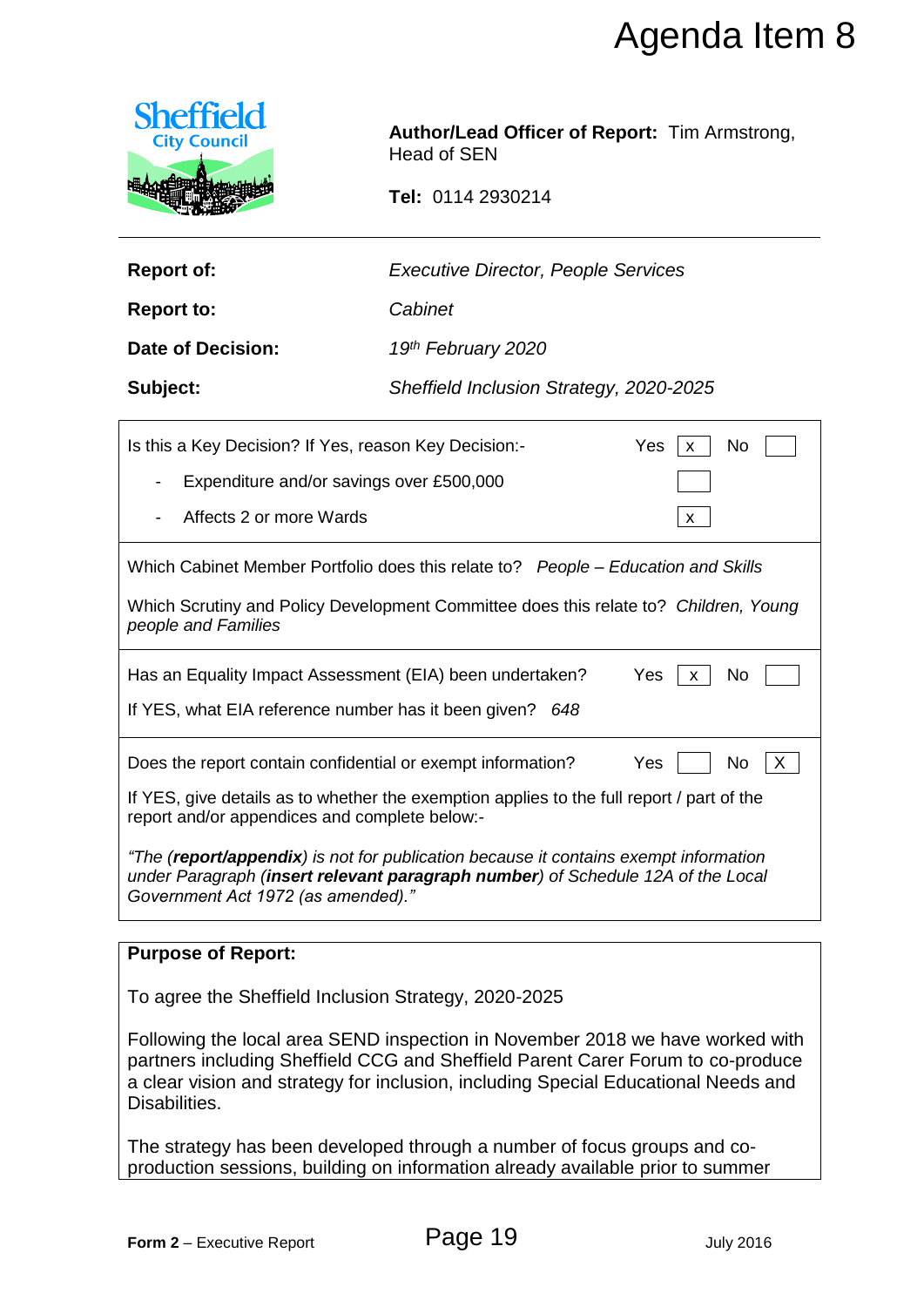# Agenda Item 8

Sheffield City Council

**Author/Lead Officer of Report:** Tim Armstrong, Head of SEN

**Tel:** 0114 2930214

| | |
|---|---|
| **Report of:** | *Executive Director, People Services* |
| **Report to:** | *Cabinet* |
| **Date of Decision:** | *19th February 2020* |
| **Subject:** | *Sheffield Inclusion Strategy, 2020-2025* |

| | | |
|---|---|---|
| Is this a Key Decision? If Yes, reason Key Decision:- | Yes [x] | No [ ] |
| - Expenditure and/or savings over £500,000 | [ ] | |
| - Affects 2 or more Wards | [x] | |

Which Cabinet Member Portfolio does this relate to? *People – Education and Skills*

Which Scrutiny and Policy Development Committee does this relate to? *Children, Young people and Families*

Has an Equality Impact Assessment (EIA) been undertaken? Yes [x] No [ ]

If YES, what EIA reference number has it been given? *648*

Does the report contain confidential or exempt information? Yes [ ] No [X]

If YES, give details as to whether the exemption applies to the full report / part of the report and/or appendices and complete below:-

*"The (**report/appendix**) is not for publication because it contains exempt information under Paragraph (**insert relevant paragraph number**) of Schedule 12A of the Local Government Act 1972 (as amended)."*

**Purpose of Report:**

To agree the Sheffield Inclusion Strategy, 2020-2025

Following the local area SEND inspection in November 2018 we have worked with partners including Sheffield CCG and Sheffield Parent Carer Forum to co-produce a clear vision and strategy for inclusion, including Special Educational Needs and Disabilities.

The strategy has been developed through a number of focus groups and co-production sessions, building on information already available prior to summer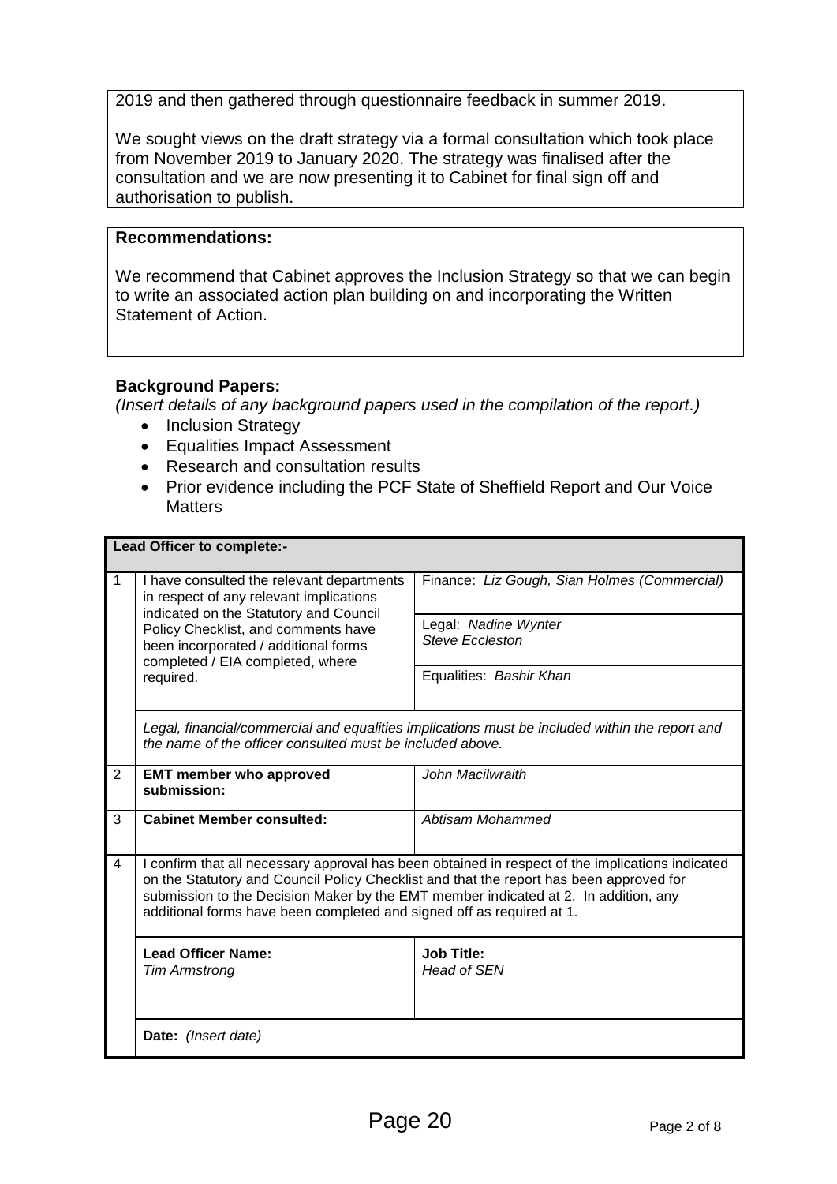2019 and then gathered through questionnaire feedback in summer 2019.

We sought views on the draft strategy via a formal consultation which took place from November 2019 to January 2020. The strategy was finalised after the consultation and we are now presenting it to Cabinet for final sign off and authorisation to publish.

**Recommendations:**

We recommend that Cabinet approves the Inclusion Strategy so that we can begin to write an associated action plan building on and incorporating the Written Statement of Action.

**Background Papers:**

*(Insert details of any background papers used in the compilation of the report.)*

- Inclusion Strategy
- Equalities Impact Assessment
- Research and consultation results
- Prior evidence including the PCF State of Sheffield Report and Our Voice Matters

| **Lead Officer to complete:-** | | |
|---|---|---|
| 1 | I have consulted the relevant departments in respect of any relevant implications indicated on the Statutory and Council Policy Checklist, and comments have been incorporated / additional forms completed / EIA completed, where required. | Finance: *Liz Gough, Sian Holmes (Commercial)* |
| | | Legal: *Nadine Wynter* *Steve Eccleston* |
| | | Equalities: *Bashir Khan* |
| | *Legal, financial/commercial and equalities implications must be included within the report and the name of the officer consulted must be included above.* | |
| 2 | **EMT member who approved submission:** | *John Macilwraith* |
| 3 | **Cabinet Member consulted:** | *Abtisam Mohammed* |
| 4 | I confirm that all necessary approval has been obtained in respect of the implications indicated on the Statutory and Council Policy Checklist and that the report has been approved for submission to the Decision Maker by the EMT member indicated at 2. In addition, any additional forms have been completed and signed off as required at 1. | |
| | **Lead Officer Name:** *Tim Armstrong* | **Job Title:** *Head of SEN* |
| | **Date:** *(Insert date)* | |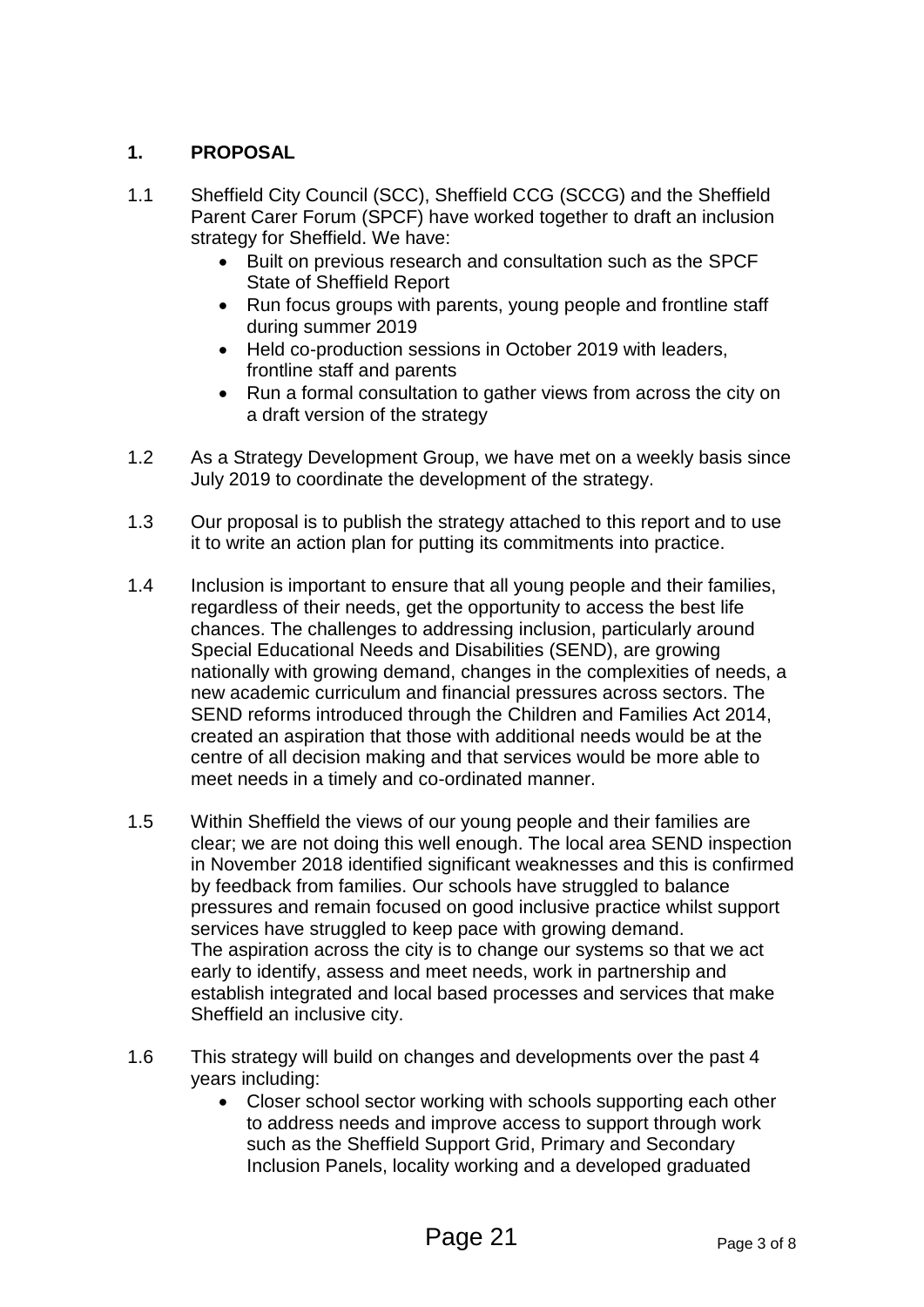## 1. PROPOSAL

1.1 Sheffield City Council (SCC), Sheffield CCG (SCCG) and the Sheffield Parent Carer Forum (SPCF) have worked together to draft an inclusion strategy for Sheffield. We have:

- Built on previous research and consultation such as the SPCF State of Sheffield Report
- Run focus groups with parents, young people and frontline staff during summer 2019
- Held co-production sessions in October 2019 with leaders, frontline staff and parents
- Run a formal consultation to gather views from across the city on a draft version of the strategy

1.2 As a Strategy Development Group, we have met on a weekly basis since July 2019 to coordinate the development of the strategy.

1.3 Our proposal is to publish the strategy attached to this report and to use it to write an action plan for putting its commitments into practice.

1.4 Inclusion is important to ensure that all young people and their families, regardless of their needs, get the opportunity to access the best life chances. The challenges to addressing inclusion, particularly around Special Educational Needs and Disabilities (SEND), are growing nationally with growing demand, changes in the complexities of needs, a new academic curriculum and financial pressures across sectors. The SEND reforms introduced through the Children and Families Act 2014, created an aspiration that those with additional needs would be at the centre of all decision making and that services would be more able to meet needs in a timely and co-ordinated manner.

1.5 Within Sheffield the views of our young people and their families are clear; we are not doing this well enough. The local area SEND inspection in November 2018 identified significant weaknesses and this is confirmed by feedback from families. Our schools have struggled to balance pressures and remain focused on good inclusive practice whilst support services have struggled to keep pace with growing demand.
The aspiration across the city is to change our systems so that we act early to identify, assess and meet needs, work in partnership and establish integrated and local based processes and services that make Sheffield an inclusive city.

1.6 This strategy will build on changes and developments over the past 4 years including:

- Closer school sector working with schools supporting each other to address needs and improve access to support through work such as the Sheffield Support Grid, Primary and Secondary Inclusion Panels, locality working and a developed graduated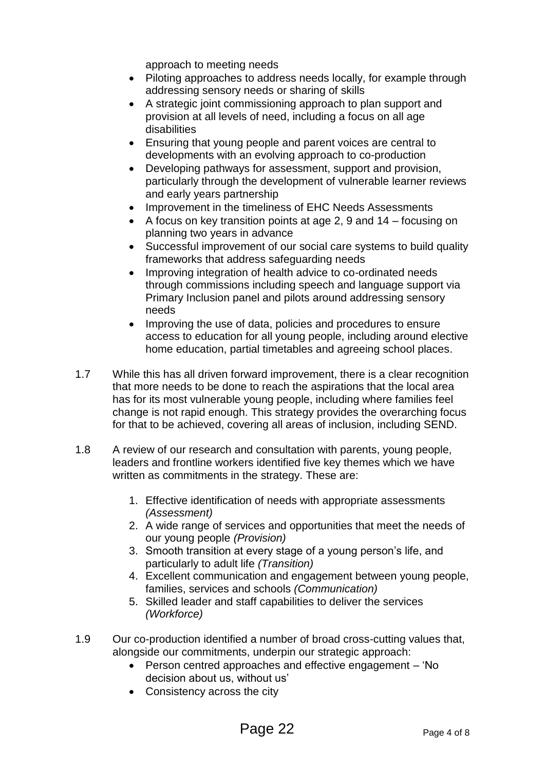approach to meeting needs

- Piloting approaches to address needs locally, for example through addressing sensory needs or sharing of skills
- A strategic joint commissioning approach to plan support and provision at all levels of need, including a focus on all age disabilities
- Ensuring that young people and parent voices are central to developments with an evolving approach to co-production
- Developing pathways for assessment, support and provision, particularly through the development of vulnerable learner reviews and early years partnership
- Improvement in the timeliness of EHC Needs Assessments
- A focus on key transition points at age 2, 9 and 14 – focusing on planning two years in advance
- Successful improvement of our social care systems to build quality frameworks that address safeguarding needs
- Improving integration of health advice to co-ordinated needs through commissions including speech and language support via Primary Inclusion panel and pilots around addressing sensory needs
- Improving the use of data, policies and procedures to ensure access to education for all young people, including around elective home education, partial timetables and agreeing school places.

1.7 While this has all driven forward improvement, there is a clear recognition that more needs to be done to reach the aspirations that the local area has for its most vulnerable young people, including where families feel change is not rapid enough. This strategy provides the overarching focus for that to be achieved, covering all areas of inclusion, including SEND.

1.8 A review of our research and consultation with parents, young people, leaders and frontline workers identified five key themes which we have written as commitments in the strategy. These are:

1. Effective identification of needs with appropriate assessments *(Assessment)*
2. A wide range of services and opportunities that meet the needs of our young people *(Provision)*
3. Smooth transition at every stage of a young person's life, and particularly to adult life *(Transition)*
4. Excellent communication and engagement between young people, families, services and schools *(Communication)*
5. Skilled leader and staff capabilities to deliver the services *(Workforce)*

1.9 Our co-production identified a number of broad cross-cutting values that, alongside our commitments, underpin our strategic approach:

- Person centred approaches and effective engagement – 'No decision about us, without us'
- Consistency across the city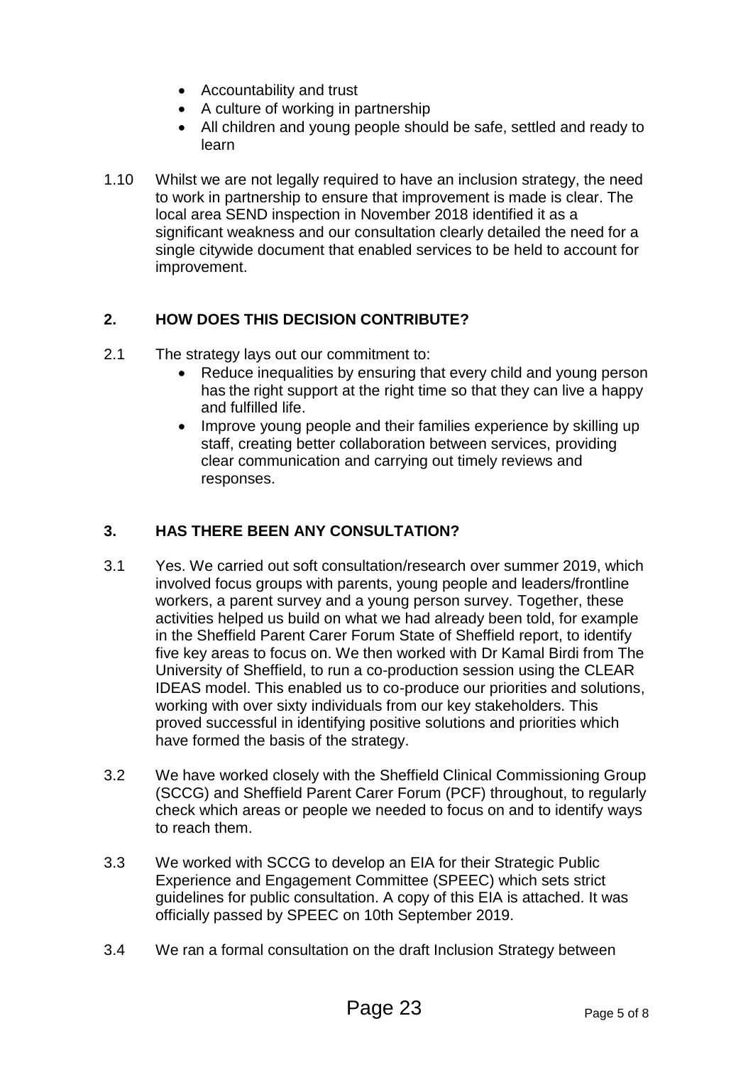- Accountability and trust
- A culture of working in partnership
- All children and young people should be safe, settled and ready to learn

1.10 Whilst we are not legally required to have an inclusion strategy, the need to work in partnership to ensure that improvement is made is clear. The local area SEND inspection in November 2018 identified it as a significant weakness and our consultation clearly detailed the need for a single citywide document that enabled services to be held to account for improvement.

## 2. HOW DOES THIS DECISION CONTRIBUTE?

2.1 The strategy lays out our commitment to:

- Reduce inequalities by ensuring that every child and young person has the right support at the right time so that they can live a happy and fulfilled life.
- Improve young people and their families experience by skilling up staff, creating better collaboration between services, providing clear communication and carrying out timely reviews and responses.

## 3. HAS THERE BEEN ANY CONSULTATION?

3.1 Yes. We carried out soft consultation/research over summer 2019, which involved focus groups with parents, young people and leaders/frontline workers, a parent survey and a young person survey. Together, these activities helped us build on what we had already been told, for example in the Sheffield Parent Carer Forum State of Sheffield report, to identify five key areas to focus on. We then worked with Dr Kamal Birdi from The University of Sheffield, to run a co-production session using the CLEAR IDEAS model. This enabled us to co-produce our priorities and solutions, working with over sixty individuals from our key stakeholders. This proved successful in identifying positive solutions and priorities which have formed the basis of the strategy.

3.2 We have worked closely with the Sheffield Clinical Commissioning Group (SCCG) and Sheffield Parent Carer Forum (PCF) throughout, to regularly check which areas or people we needed to focus on and to identify ways to reach them.

3.3 We worked with SCCG to develop an EIA for their Strategic Public Experience and Engagement Committee (SPEEC) which sets strict guidelines for public consultation. A copy of this EIA is attached. It was officially passed by SPEEC on 10th September 2019.

3.4 We ran a formal consultation on the draft Inclusion Strategy between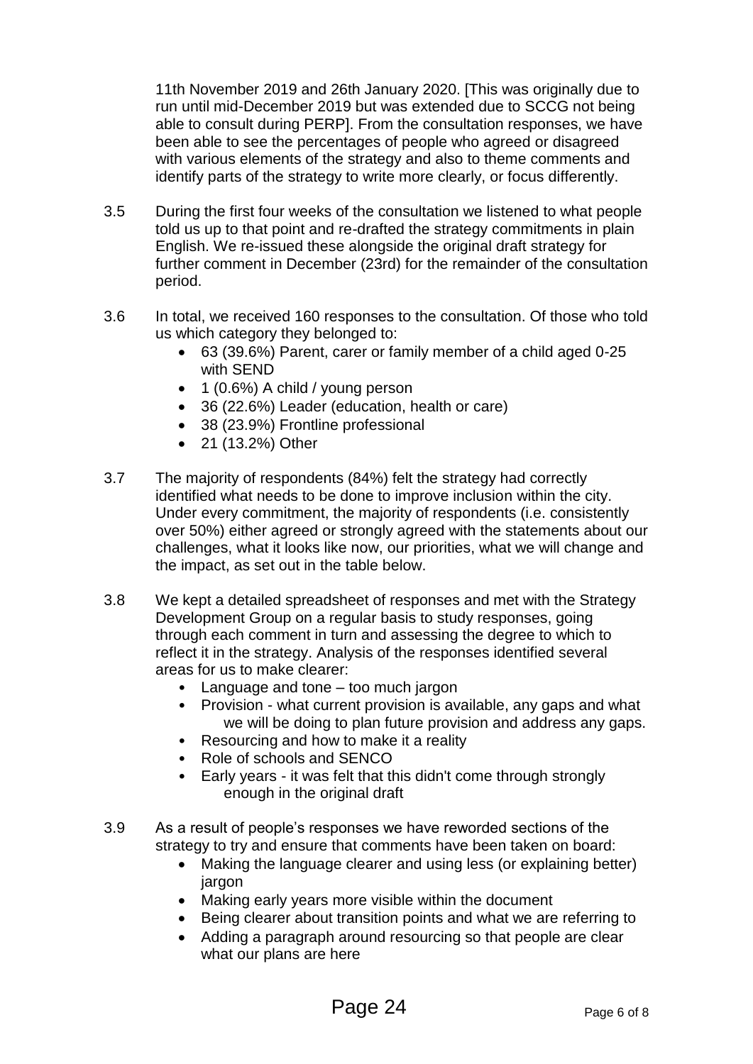11th November 2019 and 26th January 2020. [This was originally due to run until mid-December 2019 but was extended due to SCCG not being able to consult during PERP]. From the consultation responses, we have been able to see the percentages of people who agreed or disagreed with various elements of the strategy and also to theme comments and identify parts of the strategy to write more clearly, or focus differently.

3.5 During the first four weeks of the consultation we listened to what people told us up to that point and re-drafted the strategy commitments in plain English. We re-issued these alongside the original draft strategy for further comment in December (23rd) for the remainder of the consultation period.

3.6 In total, we received 160 responses to the consultation. Of those who told us which category they belonged to:

- 63 (39.6%) Parent, carer or family member of a child aged 0-25 with SEND
- 1 (0.6%) A child / young person
- 36 (22.6%) Leader (education, health or care)
- 38 (23.9%) Frontline professional
- 21 (13.2%) Other

3.7 The majority of respondents (84%) felt the strategy had correctly identified what needs to be done to improve inclusion within the city. Under every commitment, the majority of respondents (i.e. consistently over 50%) either agreed or strongly agreed with the statements about our challenges, what it looks like now, our priorities, what we will change and the impact, as set out in the table below.

3.8 We kept a detailed spreadsheet of responses and met with the Strategy Development Group on a regular basis to study responses, going through each comment in turn and assessing the degree to which to reflect it in the strategy. Analysis of the responses identified several areas for us to make clearer:

- Language and tone – too much jargon
- Provision - what current provision is available, any gaps and what we will be doing to plan future provision and address any gaps.
- Resourcing and how to make it a reality
- Role of schools and SENCO
- Early years - it was felt that this didn't come through strongly enough in the original draft

3.9 As a result of people's responses we have reworded sections of the strategy to try and ensure that comments have been taken on board:

- Making the language clearer and using less (or explaining better) jargon
- Making early years more visible within the document
- Being clearer about transition points and what we are referring to
- Adding a paragraph around resourcing so that people are clear what our plans are here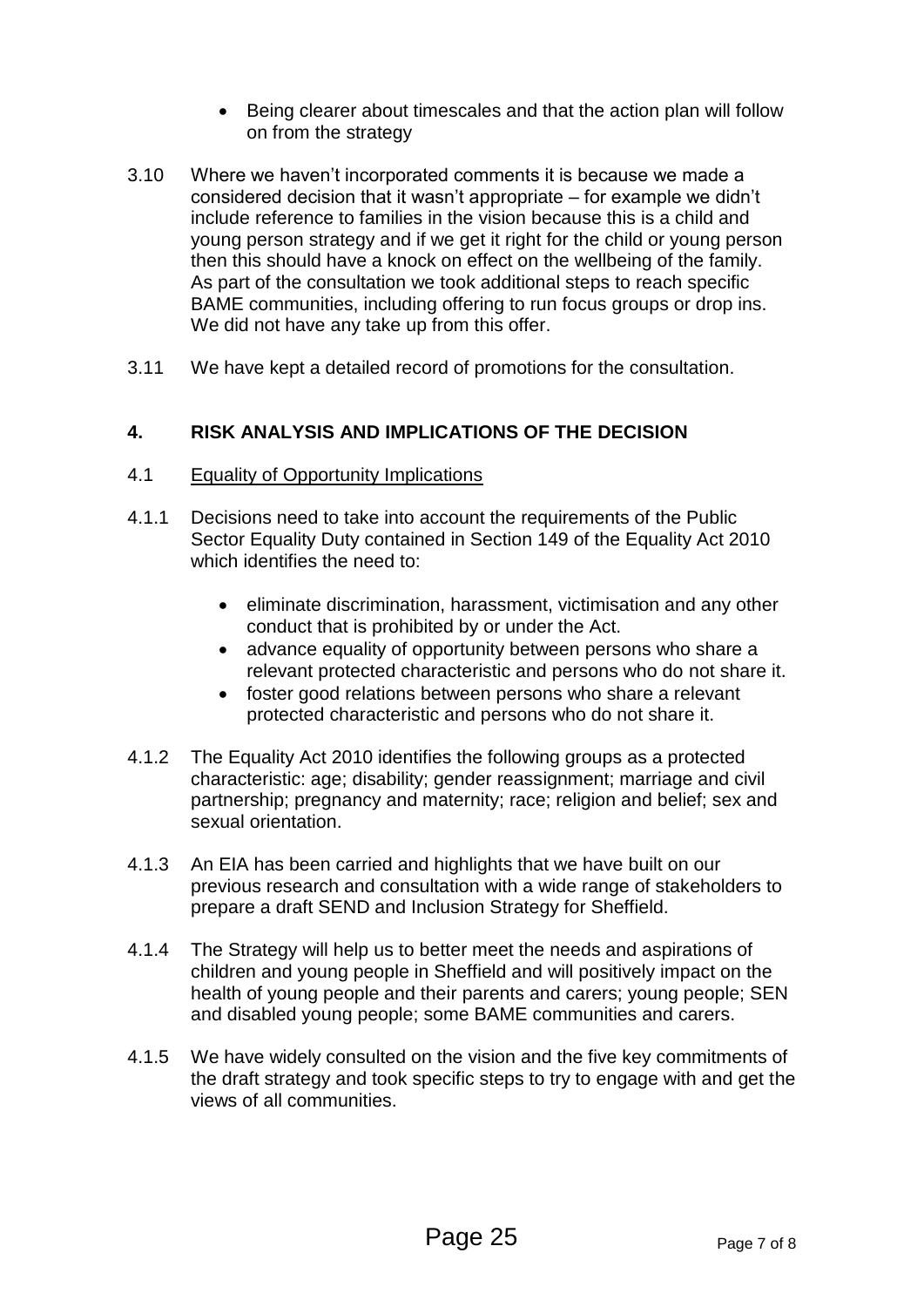- Being clearer about timescales and that the action plan will follow on from the strategy

3.10 Where we haven't incorporated comments it is because we made a considered decision that it wasn't appropriate – for example we didn't include reference to families in the vision because this is a child and young person strategy and if we get it right for the child or young person then this should have a knock on effect on the wellbeing of the family. As part of the consultation we took additional steps to reach specific BAME communities, including offering to run focus groups or drop ins. We did not have any take up from this offer.

3.11 We have kept a detailed record of promotions for the consultation.

## 4. RISK ANALYSIS AND IMPLICATIONS OF THE DECISION

4.1 Equality of Opportunity Implications

4.1.1 Decisions need to take into account the requirements of the Public Sector Equality Duty contained in Section 149 of the Equality Act 2010 which identifies the need to:

- eliminate discrimination, harassment, victimisation and any other conduct that is prohibited by or under the Act.
- advance equality of opportunity between persons who share a relevant protected characteristic and persons who do not share it.
- foster good relations between persons who share a relevant protected characteristic and persons who do not share it.

4.1.2 The Equality Act 2010 identifies the following groups as a protected characteristic: age; disability; gender reassignment; marriage and civil partnership; pregnancy and maternity; race; religion and belief; sex and sexual orientation.

4.1.3 An EIA has been carried and highlights that we have built on our previous research and consultation with a wide range of stakeholders to prepare a draft SEND and Inclusion Strategy for Sheffield.

4.1.4 The Strategy will help us to better meet the needs and aspirations of children and young people in Sheffield and will positively impact on the health of young people and their parents and carers; young people; SEN and disabled young people; some BAME communities and carers.

4.1.5 We have widely consulted on the vision and the five key commitments of the draft strategy and took specific steps to try to engage with and get the views of all communities.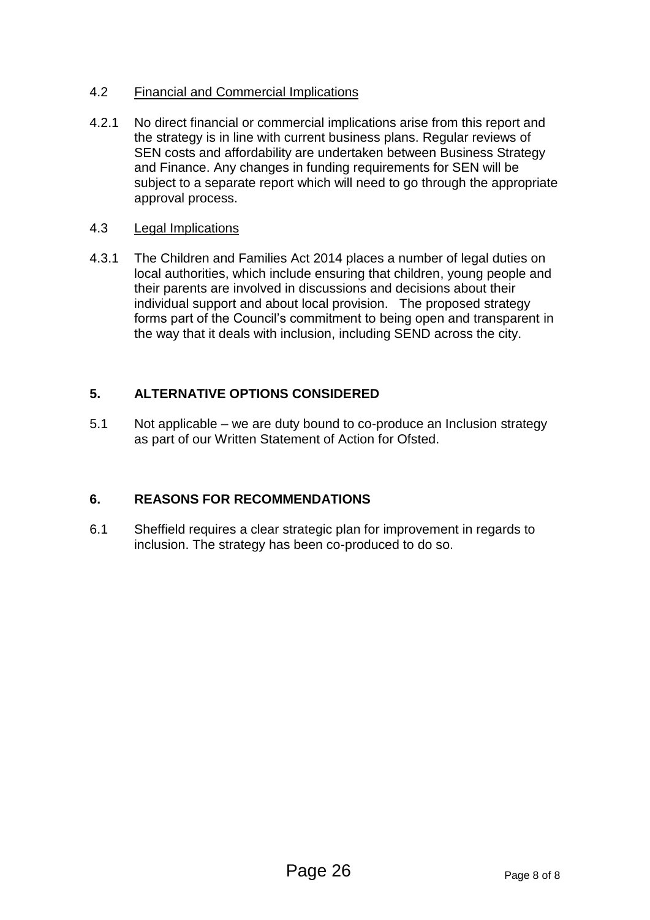### 4.2 Financial and Commercial Implications

4.2.1 No direct financial or commercial implications arise from this report and the strategy is in line with current business plans. Regular reviews of SEN costs and affordability are undertaken between Business Strategy and Finance. Any changes in funding requirements for SEN will be subject to a separate report which will need to go through the appropriate approval process.

### 4.3 Legal Implications

4.3.1 The Children and Families Act 2014 places a number of legal duties on local authorities, which include ensuring that children, young people and their parents are involved in discussions and decisions about their individual support and about local provision. The proposed strategy forms part of the Council's commitment to being open and transparent in the way that it deals with inclusion, including SEND across the city.

## 5. ALTERNATIVE OPTIONS CONSIDERED

5.1 Not applicable – we are duty bound to co-produce an Inclusion strategy as part of our Written Statement of Action for Ofsted.

## 6. REASONS FOR RECOMMENDATIONS

6.1 Sheffield requires a clear strategic plan for improvement in regards to inclusion. The strategy has been co-produced to do so.